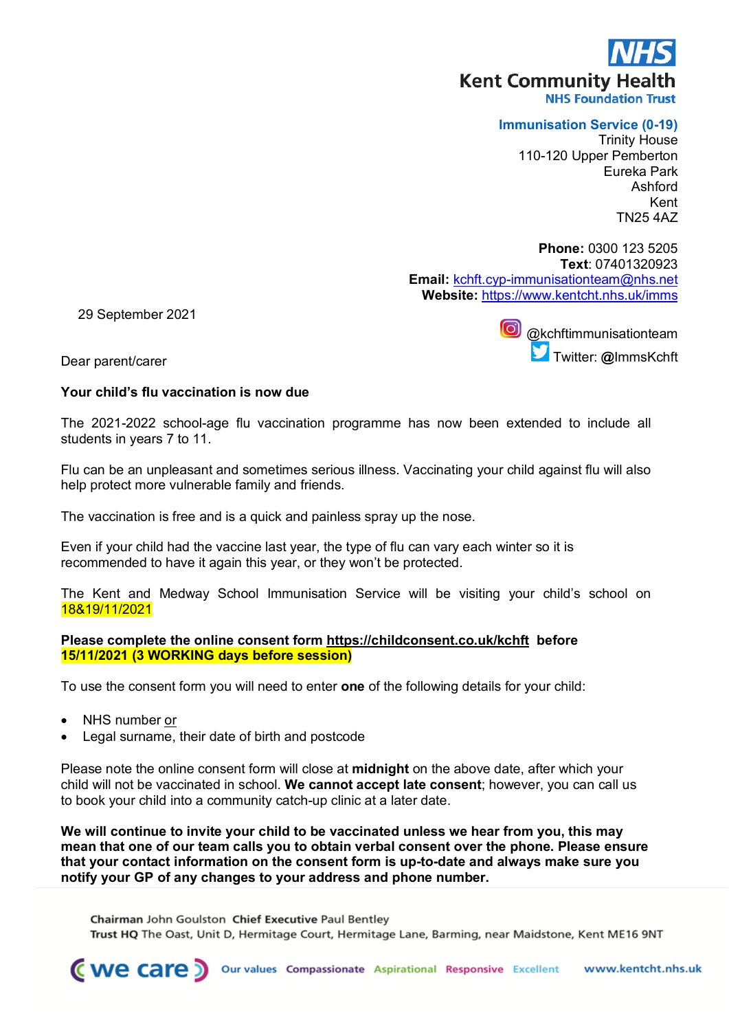NHS
**Kent Community Health**
**NHS Foundation Trust**

**Immunisation Service (0-19)**
Trinity House
110-120 Upper Pemberton
Eureka Park
Ashford
Kent
TN25 4AZ

**Phone:** 0300 123 5205
**Text**: 07401320923
**Email:** kchft.cyp-immunisationteam@nhs.net
**Website:** https://www.kentcht.nhs.uk/imms

@kchftimmunisationteam
Twitter: @ImmsKchft

29 September 2021

Dear parent/carer

**Your child's flu vaccination is now due**

The 2021-2022 school-age flu vaccination programme has now been extended to include all students in years 7 to 11.

Flu can be an unpleasant and sometimes serious illness. Vaccinating your child against flu will also help protect more vulnerable family and friends.

The vaccination is free and is a quick and painless spray up the nose.

Even if your child had the vaccine last year, the type of flu can vary each winter so it is recommended to have it again this year, or they won't be protected.

The Kent and Medway School Immunisation Service will be visiting your child's school on 18&19/11/2021

**Please complete the online consent form https://childconsent.co.uk/kchft before 15/11/2021 (3 WORKING days before session)**

To use the consent form you will need to enter **one** of the following details for your child:

- NHS number or
- Legal surname, their date of birth and postcode

Please note the online consent form will close at **midnight** on the above date, after which your child will not be vaccinated in school. **We cannot accept late consent**; however, you can call us to book your child into a community catch-up clinic at a later date.

**We will continue to invite your child to be vaccinated unless we hear from you, this may mean that one of our team calls you to obtain verbal consent over the phone. Please ensure that your contact information on the consent form is up-to-date and always make sure you notify your GP of any changes to your address and phone number.**

**Chairman** John Goulston **Chief Executive** Paul Bentley
**Trust HQ** The Oast, Unit D, Hermitage Court, Hermitage Lane, Barming, near Maidstone, Kent ME16 9NT

we care | Our values Compassionate Aspirational Responsive Excellent | www.kentcht.nhs.uk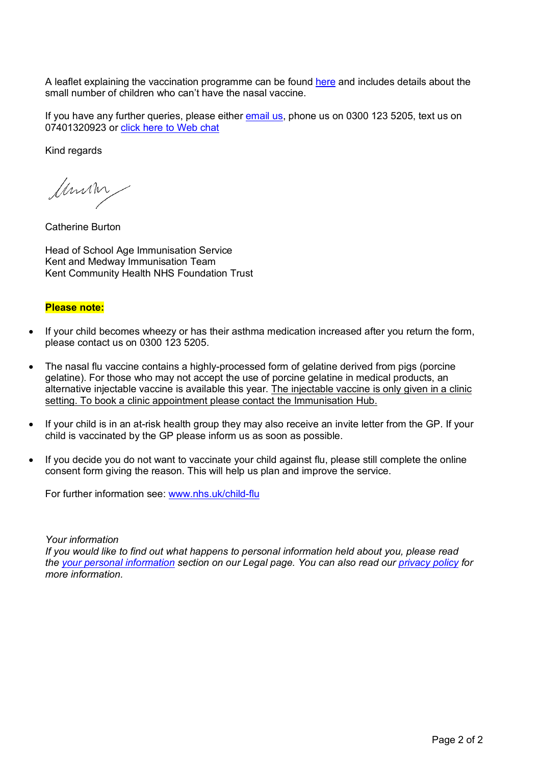A leaflet explaining the vaccination programme can be found here and includes details about the small number of children who can't have the nasal vaccine.

If you have any further queries, please either email us, phone us on 0300 123 5205, text us on 07401320923 or click here to Web chat

Kind regards

Catherine Burton

Head of School Age Immunisation Service
Kent and Medway Immunisation Team
Kent Community Health NHS Foundation Trust

**Please note:**

- If your child becomes wheezy or has their asthma medication increased after you return the form, please contact us on 0300 123 5205.
- The nasal flu vaccine contains a highly-processed form of gelatine derived from pigs (porcine gelatine). For those who may not accept the use of porcine gelatine in medical products, an alternative injectable vaccine is available this year. The injectable vaccine is only given in a clinic setting. To book a clinic appointment please contact the Immunisation Hub.
- If your child is in an at-risk health group they may also receive an invite letter from the GP. If your child is vaccinated by the GP please inform us as soon as possible.
- If you decide you do not want to vaccinate your child against flu, please still complete the online consent form giving the reason. This will help us plan and improve the service.

For further information see: www.nhs.uk/child-flu

*Your information*
*If you would like to find out what happens to personal information held about you, please read the your personal information section on our Legal page. You can also read our privacy policy for more information.*